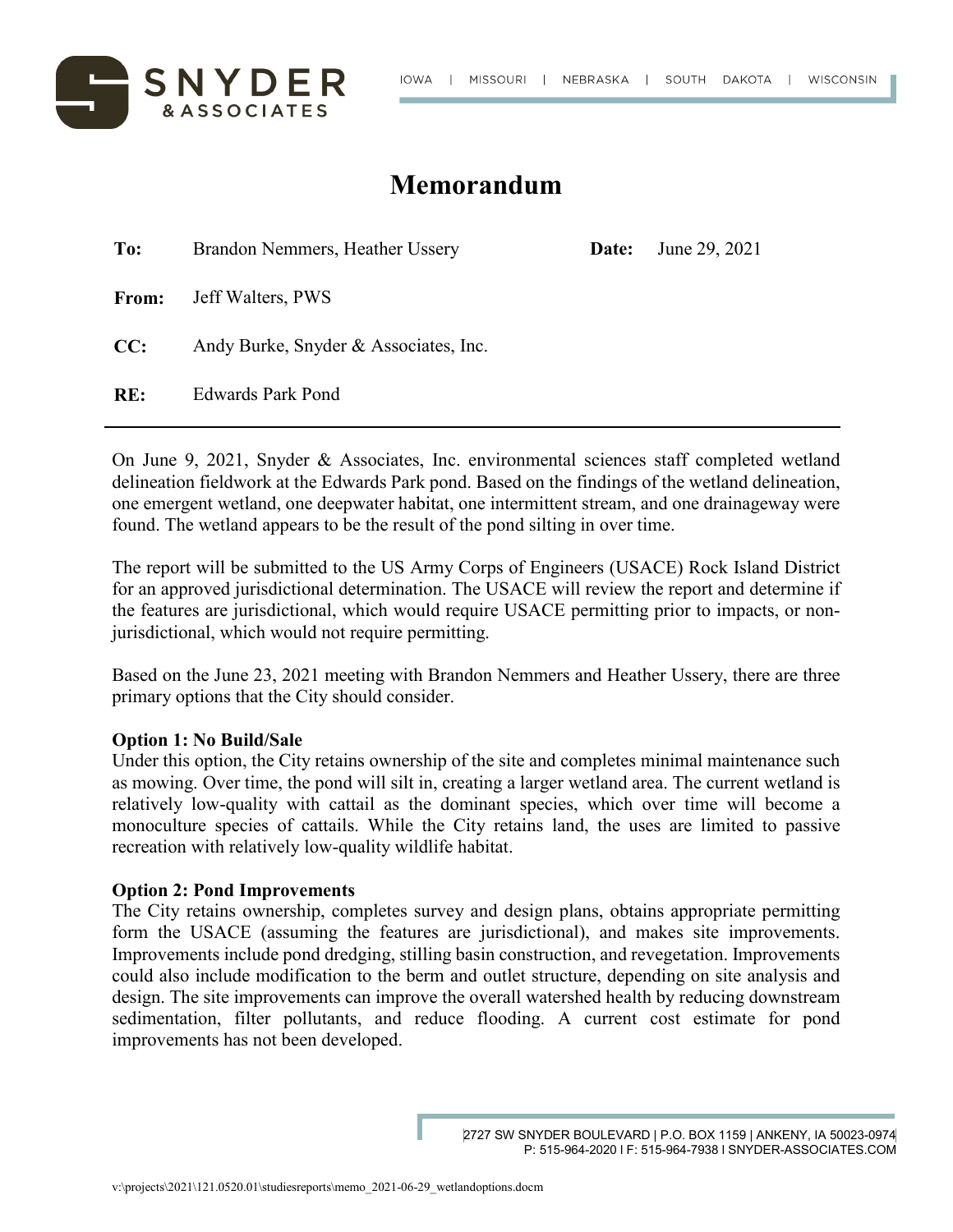# Memorandum

| | | | |
|---|---|---|---|
| **To:** | Brandon Nemmers, Heather Ussery | **Date:** | June 29, 2021 |
| **From:** | Jeff Walters, PWS | | |
| **CC:** | Andy Burke, Snyder & Associates, Inc. | | |
| **RE:** | Edwards Park Pond | | |

---

On June 9, 2021, Snyder & Associates, Inc. environmental sciences staff completed wetland delineation fieldwork at the Edwards Park pond. Based on the findings of the wetland delineation, one emergent wetland, one deepwater habitat, one intermittent stream, and one drainageway were found. The wetland appears to be the result of the pond silting in over time.

The report will be submitted to the US Army Corps of Engineers (USACE) Rock Island District for an approved jurisdictional determination. The USACE will review the report and determine if the features are jurisdictional, which would require USACE permitting prior to impacts, or non-jurisdictional, which would not require permitting.

Based on the June 23, 2021 meeting with Brandon Nemmers and Heather Ussery, there are three primary options that the City should consider.

**Option 1: No Build/Sale**
Under this option, the City retains ownership of the site and completes minimal maintenance such as mowing. Over time, the pond will silt in, creating a larger wetland area. The current wetland is relatively low-quality with cattail as the dominant species, which over time will become a monoculture species of cattails. While the City retains land, the uses are limited to passive recreation with relatively low-quality wildlife habitat.

**Option 2: Pond Improvements**
The City retains ownership, completes survey and design plans, obtains appropriate permitting form the USACE (assuming the features are jurisdictional), and makes site improvements. Improvements include pond dredging, stilling basin construction, and revegetation. Improvements could also include modification to the berm and outlet structure, depending on site analysis and design. The site improvements can improve the overall watershed health by reducing downstream sedimentation, filter pollutants, and reduce flooding. A current cost estimate for pond improvements has not been developed.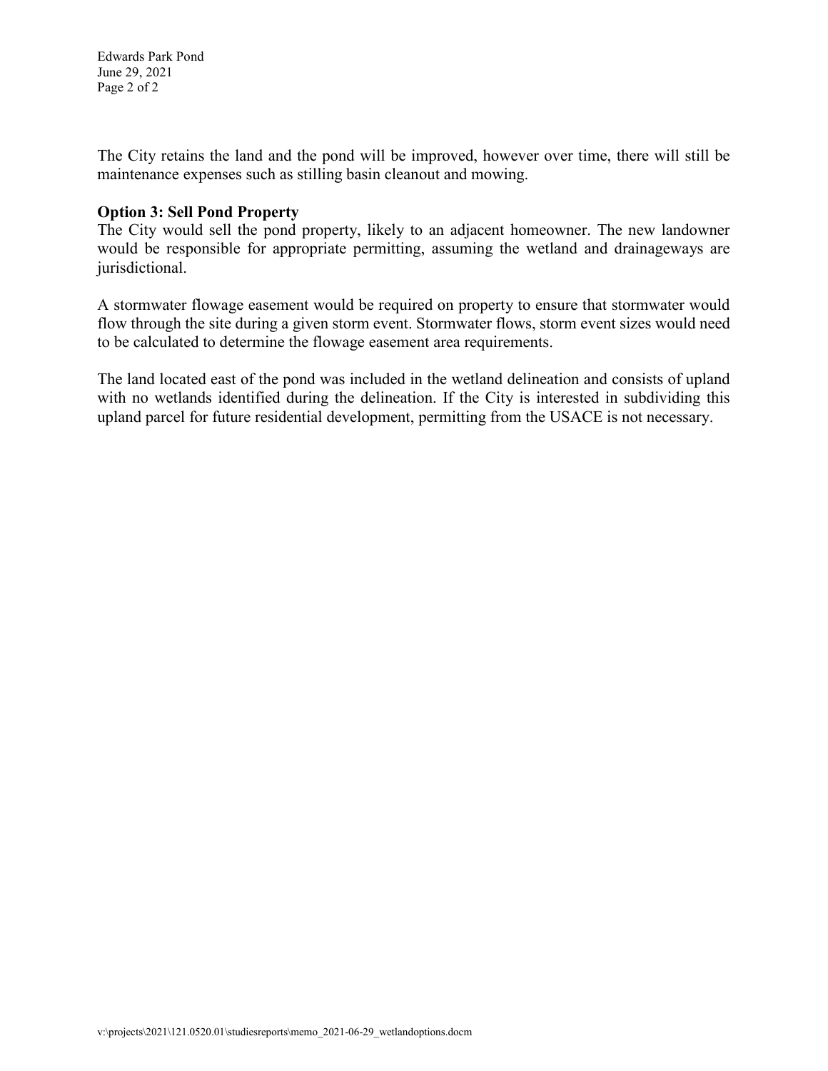The City retains the land and the pond will be improved, however over time, there will still be maintenance expenses such as stilling basin cleanout and mowing.

**Option 3: Sell Pond Property**

The City would sell the pond property, likely to an adjacent homeowner. The new landowner would be responsible for appropriate permitting, assuming the wetland and drainageways are jurisdictional.

A stormwater flowage easement would be required on property to ensure that stormwater would flow through the site during a given storm event. Stormwater flows, storm event sizes would need to be calculated to determine the flowage easement area requirements.

The land located east of the pond was included in the wetland delineation and consists of upland with no wetlands identified during the delineation. If the City is interested in subdividing this upland parcel for future residential development, permitting from the USACE is not necessary.